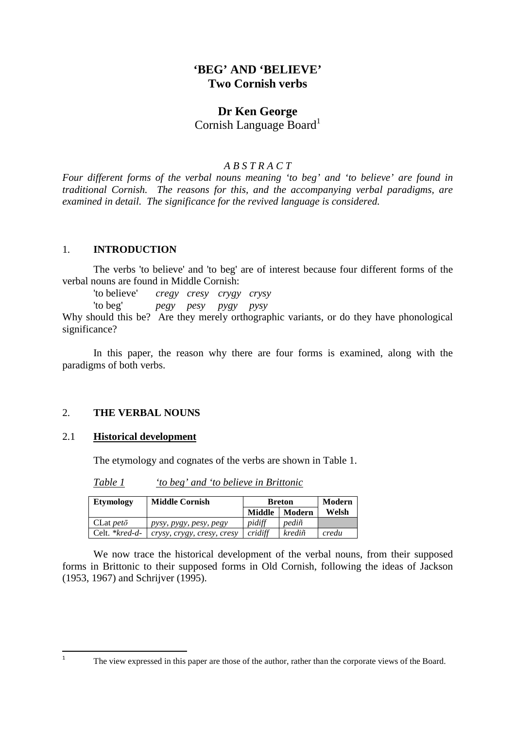# 'BEG' AND 'BELIEVE'
## Two Cornish verbs

**Dr Ken George**
Cornish Language Board[1]

*A B S T R A C T*

*Four different forms of the verbal nouns meaning 'to beg' and 'to believe' are found in traditional Cornish. The reasons for this, and the accompanying verbal paradigms, are examined in detail. The significance for the revived language is considered.*

## 1. INTRODUCTION

The verbs 'to believe' and 'to beg' are of interest because four different forms of the verbal nouns are found in Middle Cornish:

'to believe' *cregy cresy crygy crysy*
'to beg' *pegy pesy pygy pysy*

Why should this be? Are they merely orthographic variants, or do they have phonological significance?

In this paper, the reason why there are four forms is examined, along with the paradigms of both verbs.

## 2. THE VERBAL NOUNS

### 2.1 Historical development

The etymology and cognates of the verbs are shown in Table 1.

*Table 1 'to beg' and 'to believe in Brittonic*

| Etymology | Middle Cornish | Breton | | Modern Welsh |
|---|---|---|---|---|
| | | Middle | Modern | |
| CLat *petō* | *pysy, pygy, pesy, pegy* | *pidiff* | *pediñ* | |
| Celt. *\*kred-d-* | *crysy, crygy, cresy, cresy* | *cridiff* | *krediñ* | *credu* |

We now trace the historical development of the verbal nouns, from their supposed forms in Brittonic to their supposed forms in Old Cornish, following the ideas of Jackson (1953, 1967) and Schrijver (1995).

[1] The view expressed in this paper are those of the author, rather than the corporate views of the Board.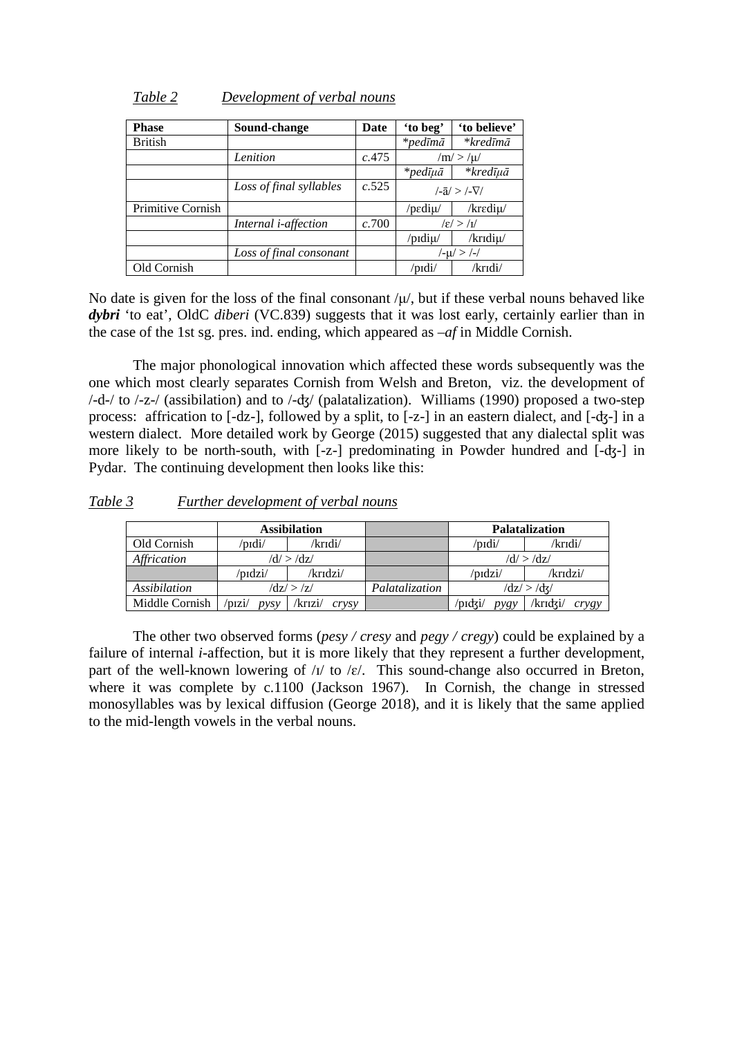*Table 2* *Development of verbal nouns*

| Phase | Sound-change | Date | 'to beg' | 'to believe' |
|---|---|---|---|---|
| British | | | *\*pedīmā* | *\*kredīmā* |
| | *Lenition* | *c*.475 | /m/ > /µ/ | |
| | | | *\*pedīµā* | *\*kredīµā* |
| | *Loss of final syllables* | *c*.525 | /-ā/ > /-∇/ | |
| Primitive Cornish | | | /pɛdiµ/ | /krɛdiµ/ |
| | *Internal i-affection* | *c*.700 | /ɛ/ > /ɪ/ | |
| | | | /pɪdiµ/ | /krɪdiµ/ |
| | *Loss of final consonant* | | /-µ/ > /-/ | |
| Old Cornish | | | /pɪdi/ | /krɪdi/ |

No date is given for the loss of the final consonant /µ/, but if these verbal nouns behaved like ***dybri*** 'to eat', OldC *diberi* (VC.839) suggests that it was lost early, certainly earlier than in the case of the 1st sg. pres. ind. ending, which appeared as *–af* in Middle Cornish.

The major phonological innovation which affected these words subsequently was the one which most clearly separates Cornish from Welsh and Breton, viz. the development of /-d-/ to /-z-/ (assibilation) and to /-ʤ/ (palatalization). Williams (1990) proposed a two-step process: affrication to [-dz-], followed by a split, to [-z-] in an eastern dialect, and [-ʤ-] in a western dialect. More detailed work by George (2015) suggested that any dialectal split was more likely to be north-south, with [-z-] predominating in Powder hundred and [-ʤ-] in Pydar. The continuing development then looks like this:

*Table 3* *Further development of verbal nouns*

| | **Assibilation** | | | **Palatalization** | |
|---|---|---|---|---|---|
| Old Cornish | /pɪdi/ | /krɪdi/ | | /pɪdi/ | /krɪdi/ |
| *Affrication* | /d/ > /dz/ | | | /d/ > /dz/ | |
| | /pɪdzi/ | /krɪdzi/ | | /pɪdzi/ | /krɪdzi/ |
| *Assibilation* | /dz/ > /z/ | | *Palatalization* | /dz/ > /ʤ/ | |
| Middle Cornish | /pɪzi/ *pysy* | /krɪzi/ *crysy* | | /pɪʤi/ *pygy* | /krɪʤi/ *crygy* |

The other two observed forms (*pesy / cresy* and *pegy / cregy*) could be explained by a failure of internal *i*-affection, but it is more likely that they represent a further development, part of the well-known lowering of /ɪ/ to /ɛ/. This sound-change also occurred in Breton, where it was complete by c.1100 (Jackson 1967). In Cornish, the change in stressed monosyllables was by lexical diffusion (George 2018), and it is likely that the same applied to the mid-length vowels in the verbal nouns.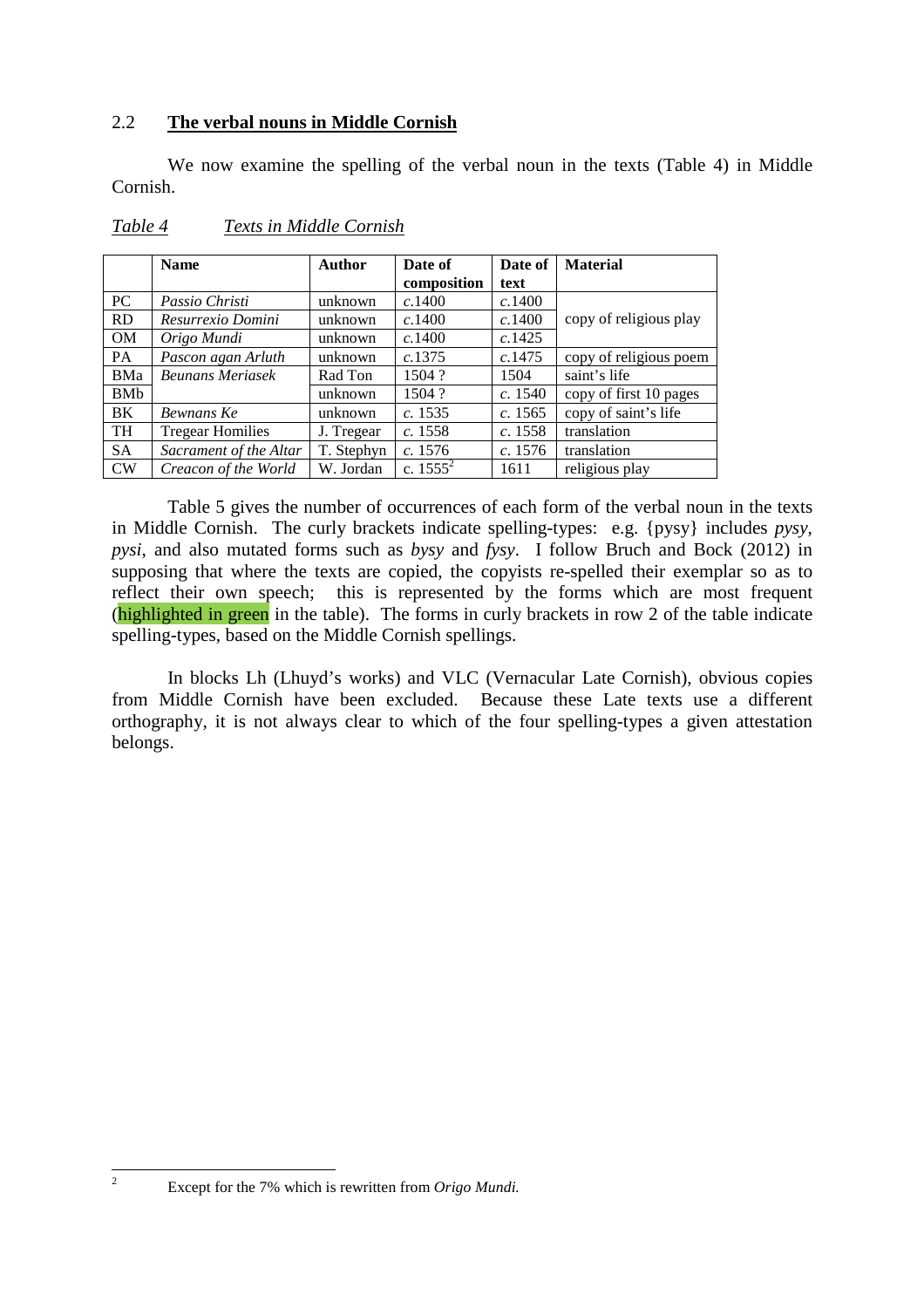## 2.2 **The verbal nouns in Middle Cornish**

We now examine the spelling of the verbal noun in the texts (Table 4) in Middle Cornish.

*Table 4* *Texts in Middle Cornish*

| | **Name** | **Author** | **Date of composition** | **Date of text** | **Material** |
|---|---|---|---|---|---|
| PC | *Passio Christi* | unknown | *c.*1400 | *c.*1400 | copy of religious play |
| RD | *Resurrexio Domini* | unknown | *c.*1400 | *c.*1400 | |
| OM | *Origo Mundi* | unknown | *c.*1400 | *c.*1425 | |
| PA | *Pascon agan Arluth* | unknown | *c.*1375 | *c.*1475 | copy of religious poem |
| BMa | *Beunans Meriasek* | Rad Ton | 1504 ? | 1504 | saint's life |
| BMb | | unknown | 1504 ? | *c.* 1540 | copy of first 10 pages |
| BK | *Bewnans Ke* | unknown | *c.* 1535 | *c.* 1565 | copy of saint's life |
| TH | Tregear Homilies | J. Tregear | *c.* 1558 | *c.* 1558 | translation |
| SA | *Sacrament of the Altar* | T. Stephyn | *c.* 1576 | *c.* 1576 | translation |
| CW | *Creacon of the World* | W. Jordan | c. 1555[2] | 1611 | religious play |

Table 5 gives the number of occurrences of each form of the verbal noun in the texts in Middle Cornish. The curly brackets indicate spelling-types: e.g. {pysy} includes *pysy*, *pysi*, and also mutated forms such as *bysy* and *fysy*. I follow Bruch and Bock (2012) in supposing that where the texts are copied, the copyists re-spelled their exemplar so as to reflect their own speech; this is represented by the forms which are most frequent (highlighted in green in the table). The forms in curly brackets in row 2 of the table indicate spelling-types, based on the Middle Cornish spellings.

In blocks Lh (Lhuyd's works) and VLC (Vernacular Late Cornish), obvious copies from Middle Cornish have been excluded. Because these Late texts use a different orthography, it is not always clear to which of the four spelling-types a given attestation belongs.

[2] Except for the 7% which is rewritten from *Origo Mundi.*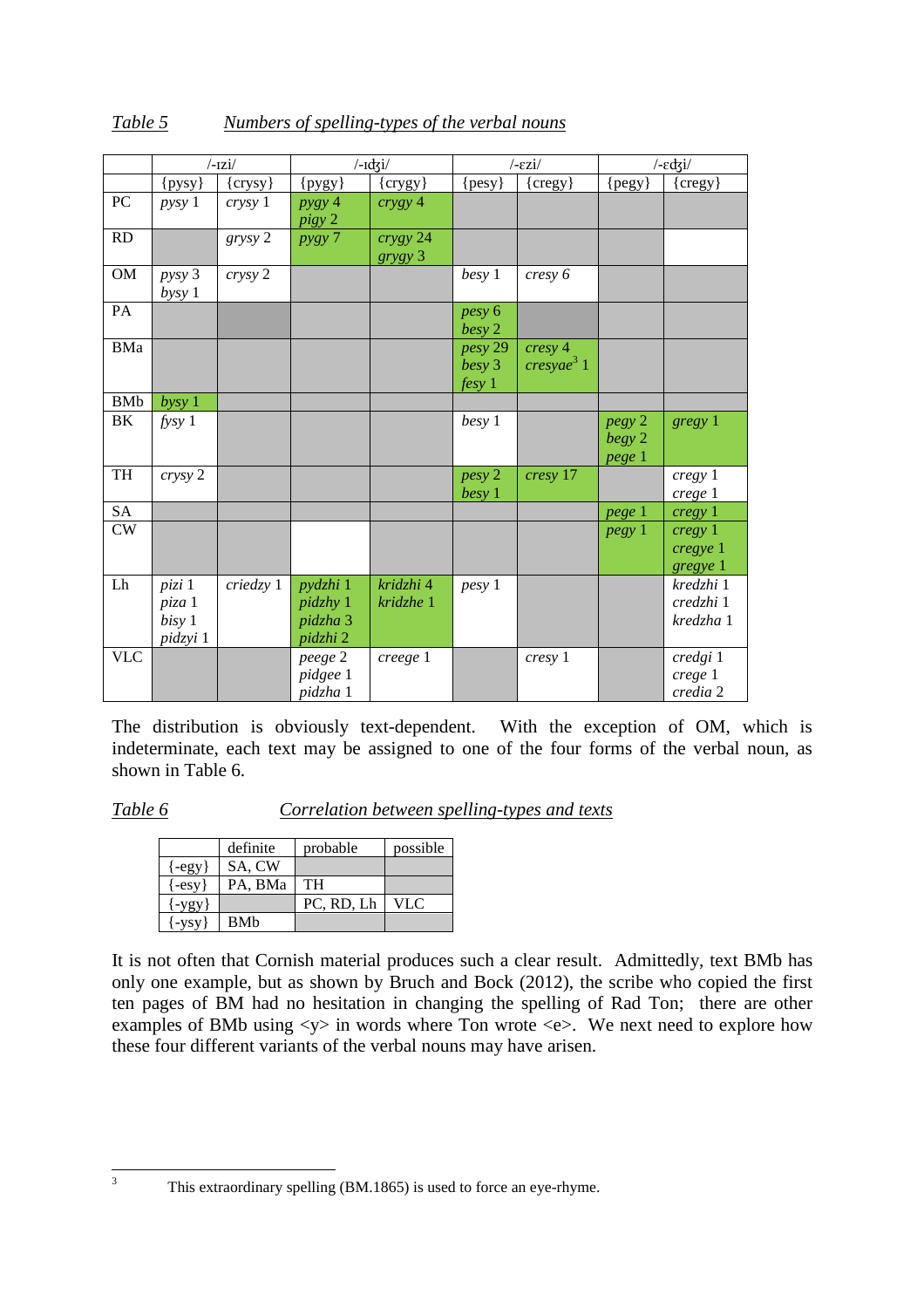*Table 5* *Numbers of spelling-types of the verbal nouns*

| | /-ɪzi/ | | /-ɪdʒi/ | | /-ɛzi/ | | /-ɛdʒi/ | |
|---|---|---|---|---|---|---|---|---|
| | {pysy} | {crysy} | {pygy} | {crygy} | {pesy} | {cregy} | {pegy} | {cregy} |
| PC | *pysy* 1 | *crysy* 1 | *pygy* 4<br>*pigy* 2 | *crygy* 4 | | | | |
| RD | | *grysy* 2 | *pygy* 7 | *crygy* 24<br>*grygy* 3 | | | | |
| OM | *pysy* 3<br>*bysy* 1 | *crysy* 2 | | | *besy* 1 | *cresy* 6 | | |
| PA | | | | | *pesy* 6<br>*besy* 2 | | | |
| BMa | | | | | *pesy* 29<br>*besy* 3<br>*fesy* 1 | *cresy* 4<br>*cresyae*[3] 1 | | |
| BMb | *bysy* 1 | | | | | | | |
| BK | *fysy* 1 | | | | *besy* 1 | | *pegy* 2<br>*begy* 2<br>*pege* 1 | *gregy* 1 |
| TH | *crysy* 2 | | | | *pesy* 2<br>*besy* 1 | *cresy* 17 | | *cregy* 1<br>*crege* 1 |
| SA | | | | | | | *pege* 1 | *cregy* 1 |
| CW | | | | | | | *pegy* 1 | *cregy* 1<br>*cregye* 1<br>*gregye* 1 |
| Lh | *pizi* 1<br>*piza* 1<br>*bisy* 1<br>*pidzyi* 1 | *criedzy* 1 | *pydzhi* 1<br>*pidzhy* 1<br>*pidzha* 3<br>*pidzhi* 2 | *kridzhi* 4<br>*kridzhe* 1 | *pesy* 1 | | | *kredzhi* 1<br>*credzhi* 1<br>*kredzha* 1 |
| VLC | | | *peege* 2<br>*pidgee* 1<br>*pidzha* 1 | *creege* 1 | | *cresy* 1 | | *credgi* 1<br>*crege* 1<br>*credia* 2 |

The distribution is obviously text-dependent. With the exception of OM, which is indeterminate, each text may be assigned to one of the four forms of the verbal noun, as shown in Table 6.

*Table 6* *Correlation between spelling-types and texts*

| | definite | probable | possible |
|---|---|---|---|
| {-egy} | SA, CW | | |
| {-esy} | PA, BMa | TH | |
| {-ygy} | | PC, RD, Lh | VLC |
| {-ysy} | BMb | | |

It is not often that Cornish material produces such a clear result. Admittedly, text BMb has only one example, but as shown by Bruch and Bock (2012), the scribe who copied the first ten pages of BM had no hesitation in changing the spelling of Rad Ton; there are other examples of BMb using <y> in words where Ton wrote <e>. We next need to explore how these four different variants of the verbal nouns may have arisen.

[3] This extraordinary spelling (BM.1865) is used to force an eye-rhyme.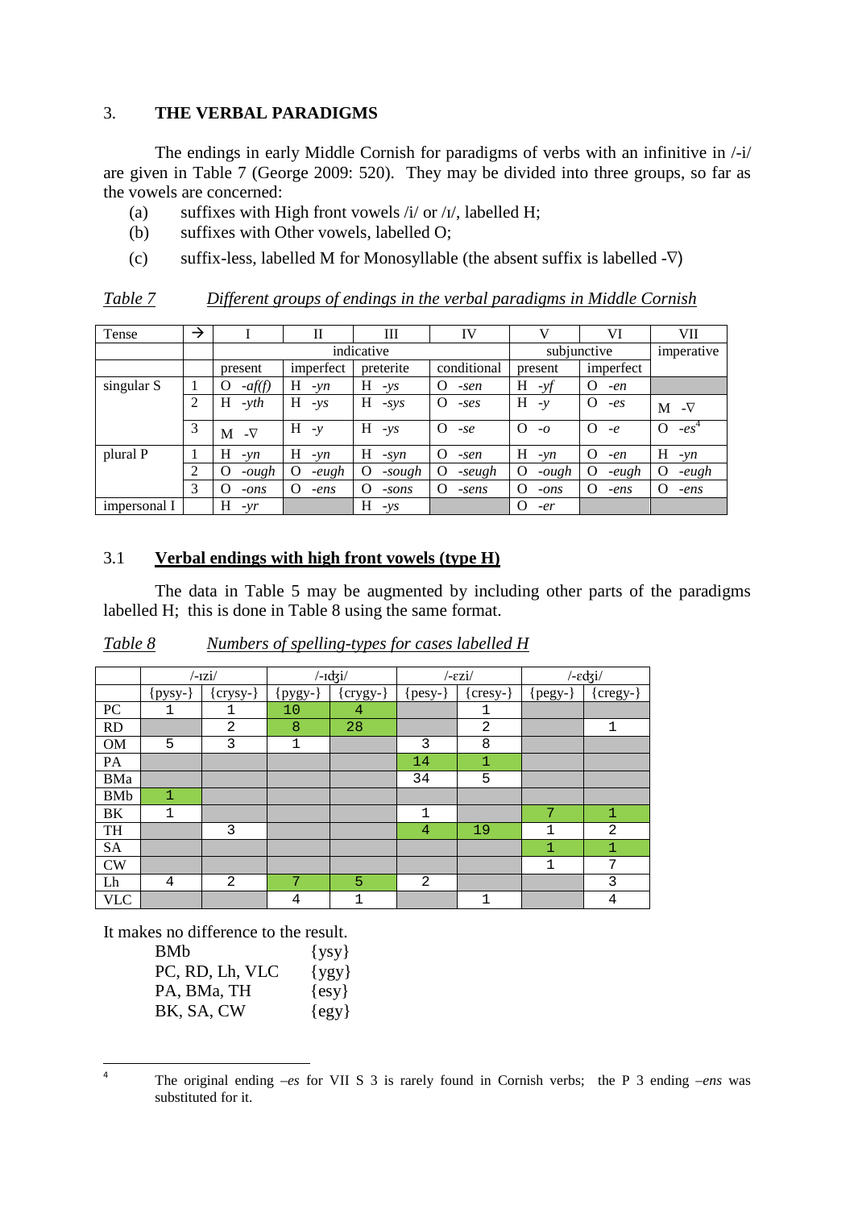## 3. THE VERBAL PARADIGMS

The endings in early Middle Cornish for paradigms of verbs with an infinitive in /-i/ are given in Table 7 (George 2009: 520). They may be divided into three groups, so far as the vowels are concerned:

- (a) suffixes with High front vowels /i/ or /ɪ/, labelled H;
- (b) suffixes with Other vowels, labelled O;
- (c) suffix-less, labelled M for Monosyllable (the absent suffix is labelled -∇)

*Table 7* *Different groups of endings in the verbal paradigms in Middle Cornish*

| Tense | → | I | II | III | IV | V | VI | VII |
|---|---|---|---|---|---|---|---|---|
| | | indicative | | | | subjunctive | | imperative |
| | | present | imperfect | preterite | conditional | present | imperfect | |
| singular S | 1 | O *-af(f)* | H *-yn* | H *-ys* | O *-sen* | H *-yf* | O *-en* | |
| | 2 | H *-yth* | H *-ys* | H *-sys* | O *-ses* | H *-y* | O *-es* | M -∇ |
| | 3 | M -∇ | H *-y* | H *-ys* | O *-se* | O *-o* | O *-e* | O *-es*[4] |
| plural P | 1 | H *-yn* | H *-yn* | H *-syn* | O *-sen* | H *-yn* | O *-en* | H *-yn* |
| | 2 | O *-ough* | O *-eugh* | O *-sough* | O *-seugh* | O *-ough* | O *-eugh* | O *-eugh* |
| | 3 | O *-ons* | O *-ens* | O *-sons* | O *-sens* | O *-ons* | O *-ens* | O *-ens* |
| impersonal I | | H *-yr* | | H *-ys* | | O *-er* | | |

### 3.1 Verbal endings with high front vowels (type H)

The data in Table 5 may be augmented by including other parts of the paradigms labelled H; this is done in Table 8 using the same format.

*Table 8* *Numbers of spelling-types for cases labelled H*

| | /-ɪzi/ | | /-ɪʤi/ | | /-ɛzi/ | | /-ɛʤi/ | |
|---|---|---|---|---|---|---|---|---|
| | {pysy-} | {crysy-} | {pygy-} | {crygy-} | {pesy-} | {cresy-} | {pegy-} | {cregy-} |
| PC | 1 | 1 | 10 | 4 | | 1 | | |
| RD | | 2 | 8 | 28 | | 2 | | 1 |
| OM | 5 | 3 | 1 | | 3 | 8 | | |
| PA | | | | | 14 | 1 | | |
| BMa | | | | | 34 | 5 | | |
| BMb | 1 | | | | | | | |
| BK | 1 | | | | 1 | | 7 | 1 |
| TH | | 3 | | | 4 | 19 | 1 | 2 |
| SA | | | | | | | 1 | 1 |
| CW | | | | | | | 1 | 7 |
| Lh | 4 | 2 | 7 | 5 | 2 | | | 3 |
| VLC | | | 4 | 1 | | 1 | | 4 |

It makes no difference to the result.

| | |
|---|---|
| BMb | {ysy} |
| PC, RD, Lh, VLC | {ygy} |
| PA, BMa, TH | {esy} |
| BK, SA, CW | {egy} |

[4] The original ending *–es* for VII S 3 is rarely found in Cornish verbs; the P 3 ending *–ens* was substituted for it.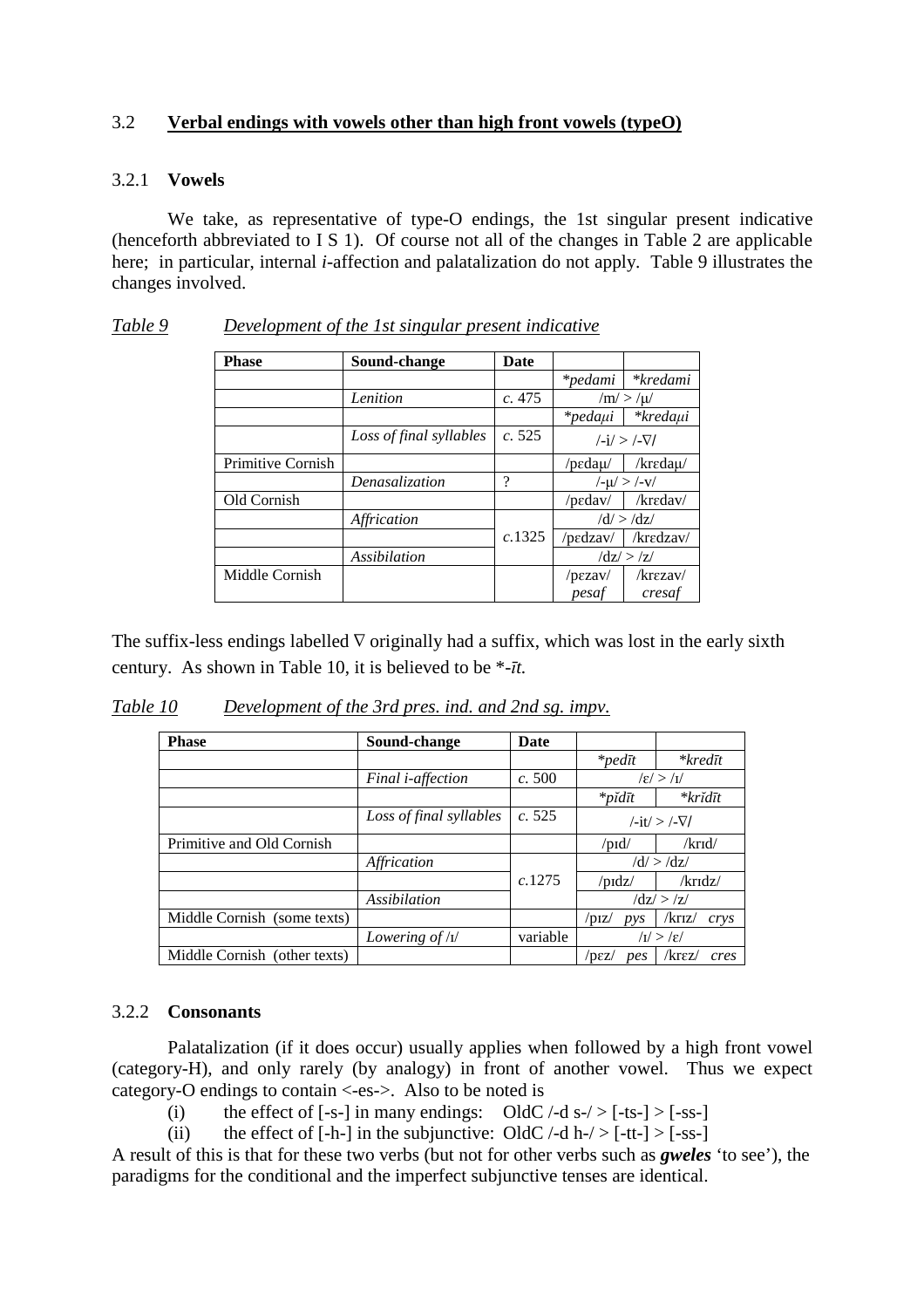### 3.2 **Verbal endings with vowels other than high front vowels (typeO)**

#### 3.2.1 **Vowels**

We take, as representative of type-O endings, the 1st singular present indicative (henceforth abbreviated to I S 1). Of course not all of the changes in Table 2 are applicable here; in particular, internal *i*-affection and palatalization do not apply. Table 9 illustrates the changes involved.

*Table 9* *Development of the 1st singular present indicative*

| Phase | Sound-change | Date | | |
|---|---|---|---|---|
| | | | *\*pedami* | *\*kredami* |
| | *Lenition* | *c.* 475 | /m/ > /µ/ | |
| | | | *\*pedaµi* | *\*kredaµi* |
| | *Loss of final syllables* | *c.* 525 | /-i/ > /-∇/ | |
| Primitive Cornish | | | /pɛdaµ/ | /krɛdaµ/ |
| | *Denasalization* | ? | /-µ/ > /-v/ | |
| Old Cornish | | | /pɛdav/ | /krɛdav/ |
| | *Affrication* | *c.*1325 | /d/ > /dz/ | |
| | | | /pɛdzav/ | /krɛdzav/ |
| | *Assibilation* | | /dz/ > /z/ | |
| Middle Cornish | | | /pɛzav/ *pesaf* | /krɛzav/ *cresaf* |

The suffix-less endings labelled ∇ originally had a suffix, which was lost in the early sixth century. As shown in Table 10, it is believed to be *\*-īt.*

*Table 10* *Development of the 3rd pres. ind. and 2nd sg. impv.*

| Phase | Sound-change | Date | | |
|---|---|---|---|---|
| | | | *\*pedīt* | *\*kredīt* |
| | *Final i-affection* | *c.* 500 | /ɛ/ > /ɪ/ | |
| | | | *\*pĭdīt* | *\*krĭdīt* |
| | *Loss of final syllables* | *c.* 525 | /-it/ > /-∇/ | |
| Primitive and Old Cornish | | | /pɪd/ | /krɪd/ |
| | *Affrication* | *c.*1275 | /d/ > /dz/ | |
| | | | /pɪdz/ | /krɪdz/ |
| | *Assibilation* | | /dz/ > /z/ | |
| Middle Cornish (some texts) | | | /pɪz/ *pys* | /krɪz/ *crys* |
| | *Lowering of* /ɪ/ | variable | /ɪ/ > /ɛ/ | |
| Middle Cornish (other texts) | | | /pɛz/ *pes* | /krɛz/ *cres* |

#### 3.2.2 **Consonants**

Palatalization (if it does occur) usually applies when followed by a high front vowel (category-H), and only rarely (by analogy) in front of another vowel. Thus we expect category-O endings to contain <-es->. Also to be noted is

(i) the effect of [-s-] in many endings: OldC /-d s-/ > [-ts-] > [-ss-]

(ii) the effect of [-h-] in the subjunctive: OldC /-d h-/ > [-tt-] > [-ss-]

A result of this is that for these two verbs (but not for other verbs such as ***gweles*** 'to see'), the paradigms for the conditional and the imperfect subjunctive tenses are identical.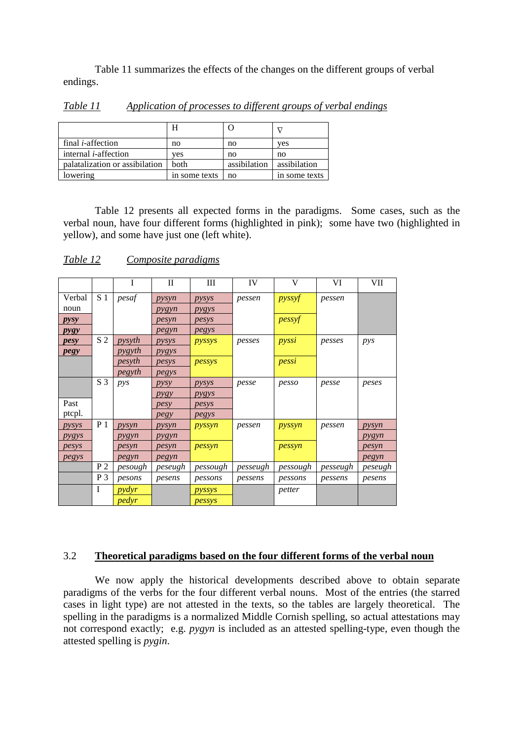Table 11 summarizes the effects of the changes on the different groups of verbal endings.

*Table 11* *Application of processes to different groups of verbal endings*

| | H | O | ∇ |
|---|---|---|---|
| final *i*-affection | no | no | yes |
| internal *i*-affection | yes | no | no |
| palatalization or assibilation | both | assibilation | assibilation |
| lowering | in some texts | no | in some texts |

Table 12 presents all expected forms in the paradigms. Some cases, such as the verbal noun, have four different forms (highlighted in pink); some have two (highlighted in yellow), and some have just one (left white).

*Table 12* *Composite paradigms*

| | | I | II | III | IV | V | VI | VII |
|---|---|---|---|---|---|---|---|---|
| Verbal | S 1 | *pesaf* | *pysyn* | *pysys* | *pessen* | *pyssyf* | *pessen* | |
| noun | | | *pygyn* | *pygys* | | | | |
| ***pysy*** | | | *pesyn* | *pesys* | | *pessyf* | | |
| ***pygy*** | | | *pegyn* | *pegys* | | | | |
| ***pesy*** | S 2 | *pysyth* | *pysys* | *pyssys* | *pesses* | *pyssi* | *pesses* | *pys* |
| ***pegy*** | | *pygyth* | *pygys* | | | | | |
| | | *pesyth* | *pesys* | *pessys* | | *pessi* | | |
| | | *pegyth* | *pegys* | | | | | |
| | S 3 | *pys* | *pysy* | *pysys* | *pesse* | *pesso* | *pesse* | *peses* |
| | | | *pygy* | *pygys* | | | | |
| Past | | | *pesy* | *pesys* | | | | |
| ptcpl. | | | *pegy* | *pegys* | | | | |
| *pysys* | P 1 | *pysyn* | *pysyn* | *pyssyn* | *pessen* | *pyssyn* | *pessen* | *pysyn* |
| *pygys* | | *pygyn* | *pygyn* | | | | | *pygyn* |
| *pesys* | | *pesyn* | *pesyn* | *pessyn* | | *pessyn* | | *pesyn* |
| *pegys* | | *pegyn* | *pegyn* | | | | | *pegyn* |
| | P 2 | *pesough* | *peseugh* | *pessough* | *pesseugh* | *pessough* | *pesseugh* | *peseugh* |
| | P 3 | *pesons* | *pesens* | *pessons* | *pessens* | *pessons* | *pessens* | *pesens* |
| | I | *pydyr* | | *pyssys* | | *petter* | | |
| | | *pedyr* | | *pessys* | | | | |

## 3.2 Theoretical paradigms based on the four different forms of the verbal noun

We now apply the historical developments described above to obtain separate paradigms of the verbs for the four different verbal nouns. Most of the entries (the starred cases in light type) are not attested in the texts, so the tables are largely theoretical. The spelling in the paradigms is a normalized Middle Cornish spelling, so actual attestations may not correspond exactly; e.g. *pygyn* is included as an attested spelling-type, even though the attested spelling is *pygin*.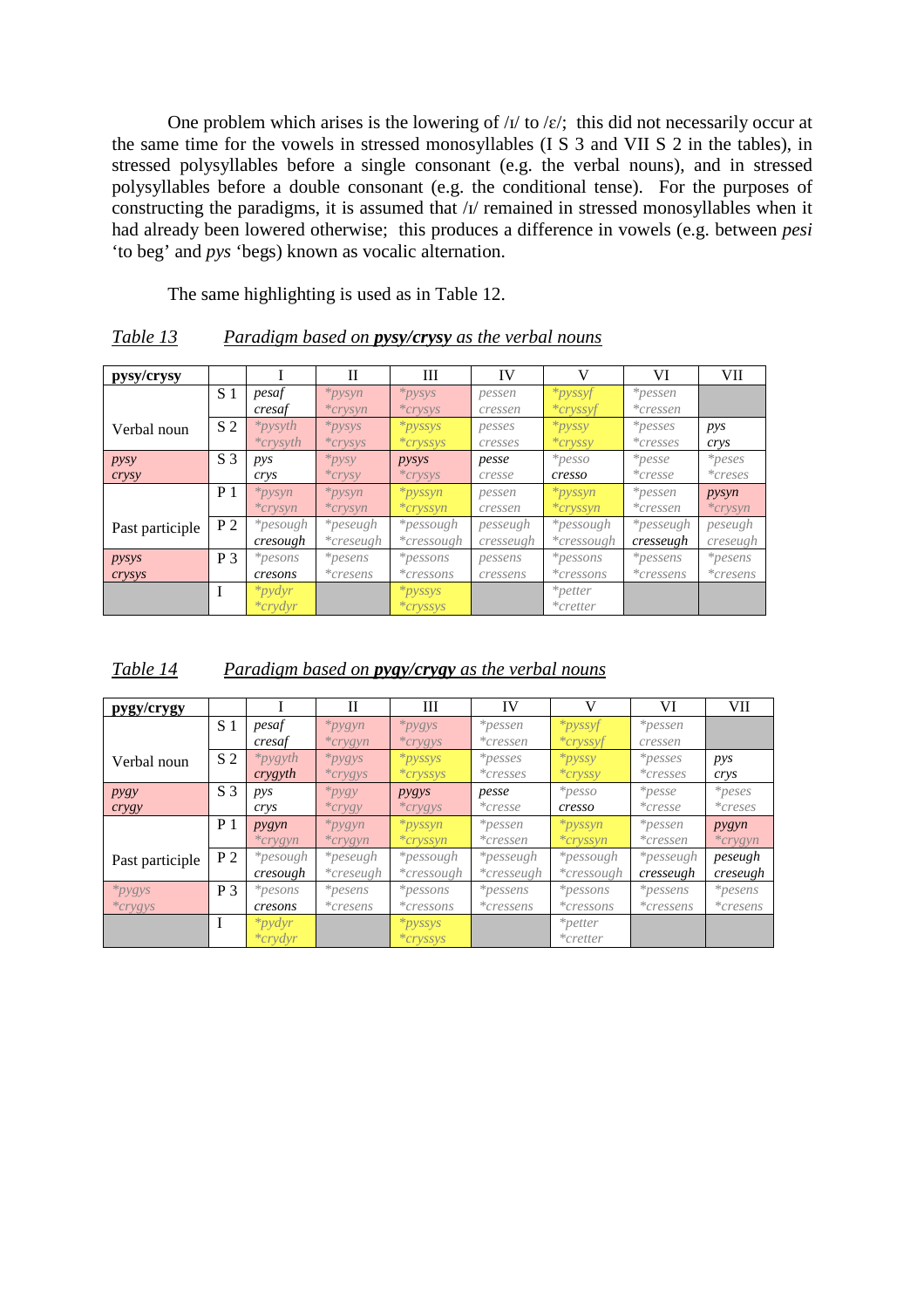One problem which arises is the lowering of /ɪ/ to /ɛ/; this did not necessarily occur at the same time for the vowels in stressed monosyllables (I S 3 and VII S 2 in the tables), in stressed polysyllables before a single consonant (e.g. the verbal nouns), and in stressed polysyllables before a double consonant (e.g. the conditional tense). For the purposes of constructing the paradigms, it is assumed that /ɪ/ remained in stressed monosyllables when it had already been lowered otherwise; this produces a difference in vowels (e.g. between *pesi* 'to beg' and *pys* 'begs) known as vocalic alternation.

The same highlighting is used as in Table 12.

*Table 13* *Paradigm based on **pysy/crysy** as the verbal nouns*

| **pysy/crysy** | | I | II | III | IV | V | VI | VII |
|---|---|---|---|---|---|---|---|---|
| Verbal noun | S 1 | *pesaf* *cresaf* | *\*pysyn* *\*crysyn* | *\*pysys* *\*crysys* | *pessen* *cressen* | *\*pyssyf* *\*cryssyf* | *\*pessen* *\*cressen* | |
| | S 2 | *\*pysyth* *\*crysyth* | *\*pysys* *\*crysys* | *\*pyssys* *\*cryssys* | *pesses* *cresses* | *\*pyssy* *\*cryssy* | *\*pesses* *\*cresses* | *pys* *crys* |
| *pysy* *crysy* | S 3 | *pys* *crys* | *\*pysy* *\*crysy* | *pysys* *\*crysys* | *pesse* *cresse* | *\*pesso* *cresso* | *\*pesse* *\*cresse* | *\*peses* *\*creses* |
| Past participle | P 1 | *\*pysyn* *\*crysyn* | *\*pysyn* *\*crysyn* | *\*pyssyn* *\*cryssyn* | *pessen* *cressen* | *\*pyssyn* *\*cryssyn* | *\*pessen* *\*cressen* | *pysyn* *\*crysyn* |
| | P 2 | *\*pesough* *cresough* | *\*peseugh* *\*creseugh* | *\*pessough* *\*cressough* | *pesseugh* *cresseugh* | *\*pessough* *\*cressough* | *\*pesseugh* *cresseugh* | *peseugh* *creseugh* |
| *pysys* *crysys* | P 3 | *\*pesons* *cresons* | *\*pesens* *\*cresens* | *\*pessons* *\*cressons* | *pessens* *cressens* | *\*pessons* *\*cressons* | *\*pessens* *\*cressens* | *\*pesens* *\*cresens* |
| | I | *\*pydyr* *\*crydyr* | | *\*pyssys* *\*cryssys* | | *\*petter* *\*cretter* | | |

*Table 14* *Paradigm based on **pygy/crygy** as the verbal nouns*

| **pygy/crygy** | | I | II | III | IV | V | VI | VII |
|---|---|---|---|---|---|---|---|---|
| Verbal noun | S 1 | *pesaf* *cresaf* | *\*pygyn* *\*crygyn* | *\*pygys* *\*crygys* | *\*pessen* *\*cressen* | *\*pyssyf* *\*cryssyf* | *\*pessen* *cressen* | |
| | S 2 | *\*pygyth* *crygyth* | *\*pygys* *\*crygys* | *\*pyssys* *\*cryssys* | *\*pesses* *\*cresses* | *\*pyssy* *\*cryssy* | *\*pesses* *\*cresses* | *pys* *crys* |
| *pygy* *crygy* | S 3 | *pys* *crys* | *\*pygy* *\*crygy* | *pygys* *\*crygys* | *pesse* *\*cresse* | *\*pesso* *cresso* | *\*pesse* *\*cresse* | *\*peses* *\*creses* |
| Past participle | P 1 | *pygyn* *\*crygyn* | *\*pygyn* *\*crygyn* | *\*pyssyn* *\*cryssyn* | *\*pessen* *\*cressen* | *\*pyssyn* *\*cryssyn* | *\*pessen* *\*cressen* | *pygyn* *\*crygyn* |
| | P 2 | *\*pesough* *cresough* | *\*peseugh* *\*creseugh* | *\*pessough* *\*cressough* | *\*pesseugh* *\*cresseugh* | *\*pessough* *\*cressough* | *\*pesseugh* *cresseugh* | *peseugh* *creseugh* |
| *\*pygys* *\*crygys* | P 3 | *\*pesons* *cresons* | *\*pesens* *\*cresens* | *\*pessons* *\*cressons* | *\*pessens* *\*cressens* | *\*pessons* *\*cressons* | *\*pessens* *\*cressens* | *\*pesens* *\*cresens* |
| | I | *\*pydyr* *\*crydyr* | | *\*pyssys* *\*cryssys* | | *\*petter* *\*cretter* | | |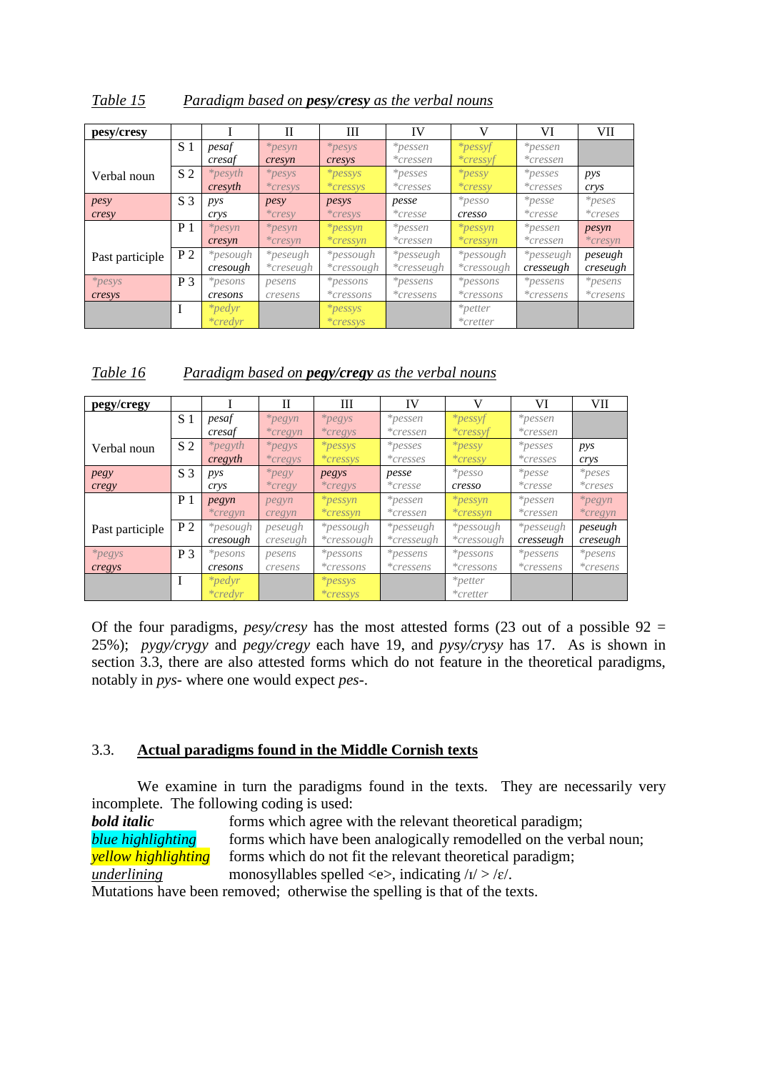*Table 15* *Paradigm based on **pesy/cresy** as the verbal nouns*

| **pesy/cresy** | | I | II | III | IV | V | VI | VII |
|---|---|---|---|---|---|---|---|---|
| Verbal noun | S 1 | *pesaf cresaf* | *\*pesyn cresyn* | *\*pesys cresys* | *\*pessen \*cressen* | *\*pessyf \*cressyf* | *\*pessen \*cressen* | |
| | S 2 | *\*pesyth cresyth* | *\*pesys \*cresys* | *\*pessys \*cressys* | *\*pesses \*cresses* | *\*pessy \*cressy* | *\*pesses \*cresses* | *pys crys* |
| *pesy cresy* | S 3 | *pys crys* | *pesy \*cresy* | *pesys \*cresys* | *pesse \*cresse* | *\*pesso cresso* | *\*pesse \*cresse* | *\*peses \*creses* |
| Past participle | P 1 | *\*pesyn cresyn* | *\*pesyn \*cresyn* | *\*pessyn \*cressyn* | *\*pessen \*cressen* | *\*pessyn \*cressyn* | *\*pessen \*cressen* | *pesyn \*cresyn* |
| | P 2 | *\*pesough cresough* | *\*peseugh \*creseugh* | *\*pessough \*cressough* | *\*pesseugh \*cresseugh* | *\*pessough \*cressough* | *\*pesseugh cresseugh* | *peseugh creseugh* |
| *\*pesys cresys* | P 3 | *\*pesons cresons* | *pesens cresens* | *\*pessons \*cressons* | *\*pessens \*cressens* | *\*pessons \*cressons* | *\*pessens \*cressens* | *\*pesens \*cresens* |
| | I | *\*pedyr \*credyr* | | *\*pessys \*cressys* | | *\*petter \*cretter* | | |

*Table 16* *Paradigm based on **pegy/cregy** as the verbal nouns*

| **pegy/cregy** | | I | II | III | IV | V | VI | VII |
|---|---|---|---|---|---|---|---|---|
| Verbal noun | S 1 | *pesaf cresaf* | *\*pegyn \*cregyn* | *\*pegys \*cregys* | *\*pessen \*cressen* | *\*pessyf \*cressyf* | *\*pessen \*cressen* | |
| | S 2 | *\*pegyth cregyth* | *\*pegys \*cregys* | *\*pessys \*cressys* | *\*pesses \*cresses* | *\*pessy \*cressy* | *\*pesses \*cresses* | *pys crys* |
| *pegy cregy* | S 3 | *pys crys* | *\*pegy \*cregy* | *pegys \*cregys* | *pesse \*cresse* | *\*pesso cresso* | *\*pesse \*cresse* | *\*peses \*creses* |
| Past participle | P 1 | *pegyn \*cregyn* | *pegyn cregyn* | *\*pessyn \*cressyn* | *\*pessen \*cressen* | *\*pessyn \*cressyn* | *\*pessen \*cressen* | *\*pegyn \*cregyn* |
| | P 2 | *\*pesough cresough* | *peseugh creseugh* | *\*pessough \*cressough* | *\*pesseugh \*cresseugh* | *\*pessough \*cressough* | *\*pesseugh cresseugh* | *peseugh creseugh* |
| *\*pegys cregys* | P 3 | *\*pesons cresons* | *pesens cresens* | *\*pessons \*cressons* | *\*pessens \*cressens* | *\*pessons \*cressons* | *\*pessens \*cressens* | *\*pesens \*cresens* |
| | I | *\*pedyr \*credyr* | | *\*pessys \*cressys* | | *\*petter \*cretter* | | |

Of the four paradigms, *pesy/cresy* has the most attested forms (23 out of a possible 92 = 25%); *pygy/crygy* and *pegy/cregy* each have 19, and *pysy/crysy* has 17. As is shown in section 3.3, there are also attested forms which do not feature in the theoretical paradigms, notably in *pys-* where one would expect *pes-*.

## 3.3. Actual paradigms found in the Middle Cornish texts

We examine in turn the paradigms found in the texts. They are necessarily very incomplete. The following coding is used:

***bold italic*** forms which agree with the relevant theoretical paradigm;
*blue highlighting* forms which have been analogically remodelled on the verbal noun;
*yellow highlighting* forms which do not fit the relevant theoretical paradigm;
*underlining* monosyllables spelled <e>, indicating /ɪ/ > /ɛ/.
Mutations have been removed; otherwise the spelling is that of the texts.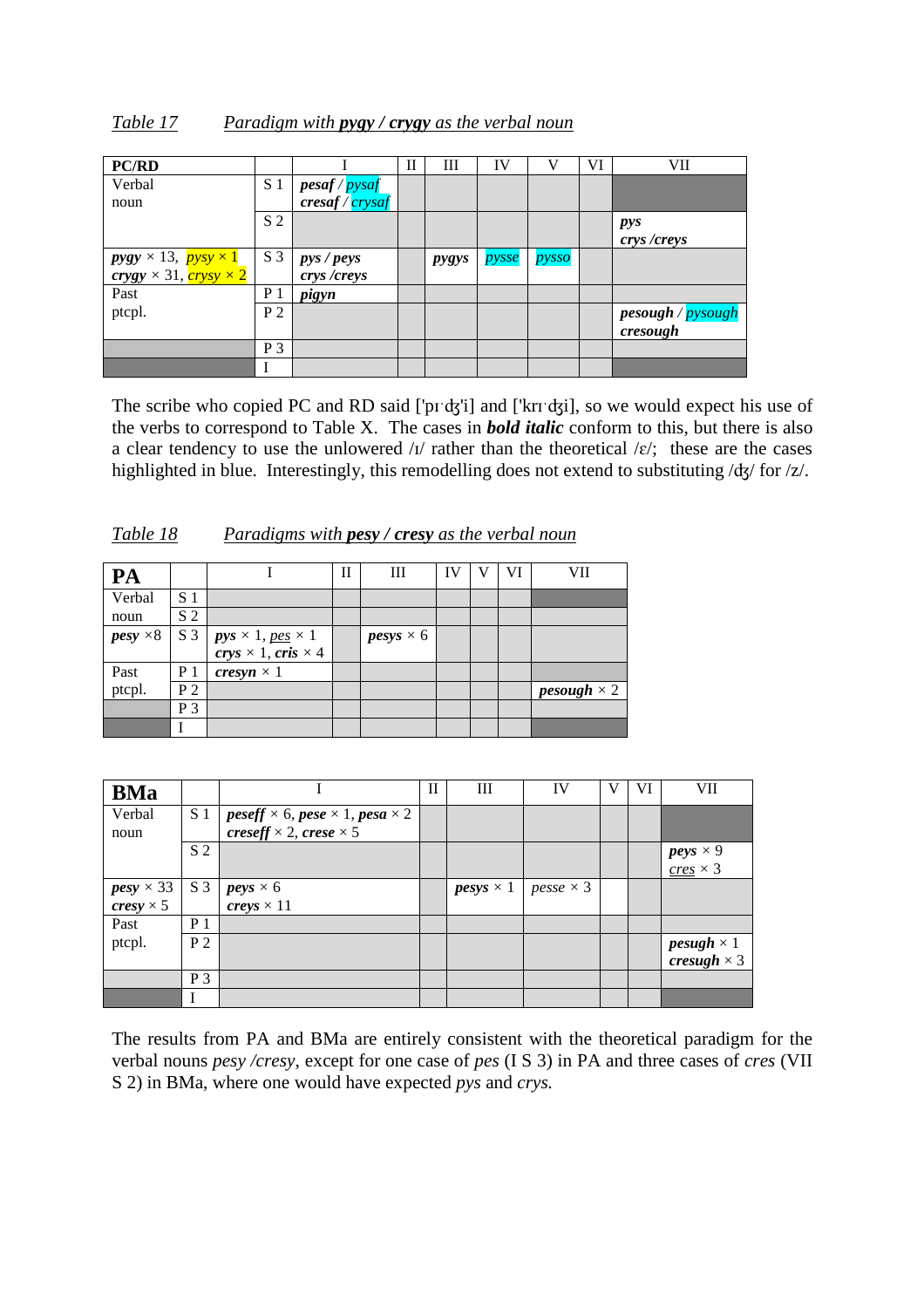*Table 17* *Paradigm with **pygy / crygy** as the verbal noun*

| PC/RD | | I | II | III | IV | V | VI | VII |
|---|---|---|---|---|---|---|---|---|
| Verbal noun | S 1 | ***pesaf*** / *pysaf* ***cresaf*** / *crysaf* | | | | | | |
| | S 2 | | | | | | | ***pys crys /creys*** |
| ***pygy*** × 13, *pysy* × 1 ***crygy*** × 31, *crysy* × 2 | S 3 | ***pys / peys crys /creys*** | | ***pygys*** | *pysse* | *pysso* | | |
| Past ptcpl. | P 1 | ***pigyn*** | | | | | | |
| | P 2 | | | | | | | ***pesough*** / *pysough* ***cresough*** |
| | P 3 | | | | | | | |
| | I | | | | | | | |

The scribe who copied PC and RD said ['pɪˑdʒ'i] and ['krɪˑdʒi], so we would expect his use of the verbs to correspond to Table X. The cases in ***bold italic*** conform to this, but there is also a clear tendency to use the unlowered /ɪ/ rather than the theoretical /ɛ/; these are the cases highlighted in blue. Interestingly, this remodelling does not extend to substituting /dʒ/ for /z/.

*Table 18* *Paradigms with **pesy / cresy** as the verbal noun*

| **PA** | | I | II | III | IV | V | VI | VII |
|---|---|---|---|---|---|---|---|---|
| Verbal | S 1 | | | | | | | |
| noun | S 2 | | | | | | | |
| ***pesy*** ×8 | S 3 | ***pys*** × 1, *pes* × 1 ***crys*** × 1, ***cris*** × 4 | | ***pesys*** × 6 | | | | |
| Past | P 1 | ***cresyn*** × 1 | | | | | | |
| ptcpl. | P 2 | | | | | | | ***pesough*** × 2 |
| | P 3 | | | | | | | |
| | I | | | | | | | |

| **BMa** | | I | II | III | IV | V | VI | VII |
|---|---|---|---|---|---|---|---|---|
| Verbal noun | S 1 | ***peseff*** × 6, ***pese*** × 1, ***pesa*** × 2 ***creseff*** × 2, ***crese*** × 5 | | | | | | |
| | S 2 | | | | | | | ***peys*** × 9 *cres* × 3 |
| ***pesy*** × 33 ***cresy*** × 5 | S 3 | ***peys*** × 6 ***creys*** × 11 | | ***pesys*** × 1 | *pesse* × 3 | | | |
| Past | P 1 | | | | | | | |
| ptcpl. | P 2 | | | | | | | ***pesugh*** × 1 ***cresugh*** × 3 |
| | P 3 | | | | | | | |
| | I | | | | | | | |

The results from PA and BMa are entirely consistent with the theoretical paradigm for the verbal nouns *pesy /cresy*, except for one case of *pes* (I S 3) in PA and three cases of *cres* (VII S 2) in BMa, where one would have expected *pys* and *crys.*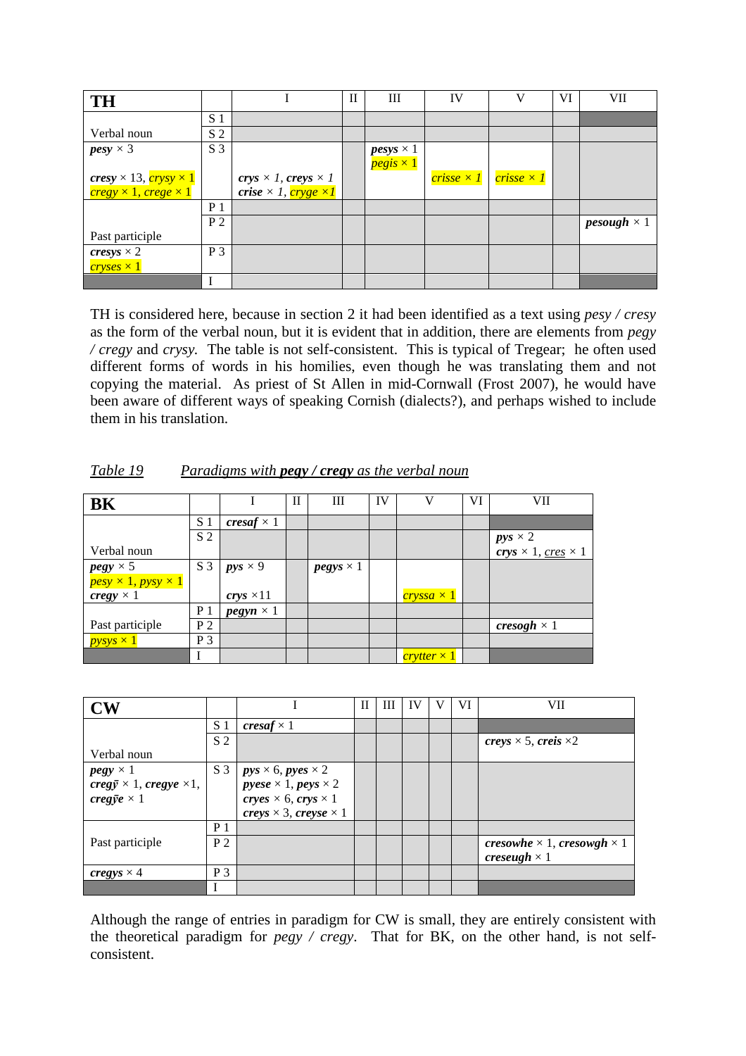| **TH** | | I | II | III | IV | V | VI | VII |
|---|---|---|---|---|---|---|---|---|
| | S 1 | | | | | | | |
| Verbal noun | S 2 | | | | | | | |
| ***pesy*** × 3<br><br>***cresy*** × 13, ***crysy*** **× 1**<br>***cregy*** **× 1**, ***crege*** **× 1** | S 3 | ***crys*** × *1*, ***creys*** × *1*<br>***crise*** × *1*, ***cryge*** ×*1* | | ***pesys*** × 1<br>***pegis*** × 1 | ***crisse*** × *1* | ***crisse*** × *1* | | |
| | P 1 | | | | | | | |
| Past participle | P 2 | | | | | | | ***pesough*** × 1 |
| ***cresys*** × 2<br>***cryses*** × 1 | P 3 | | | | | | | |
| | I | | | | | | | |

TH is considered here, because in section 2 it had been identified as a text using *pesy / cresy* as the form of the verbal noun, but it is evident that in addition, there are elements from *pegy / cregy* and *crysy.* The table is not self-consistent. This is typical of Tregear; he often used different forms of words in his homilies, even though he was translating them and not copying the material. As priest of St Allen in mid-Cornwall (Frost 2007), he would have been aware of different ways of speaking Cornish (dialects?), and perhaps wished to include them in his translation.

*Table 19* *Paradigms with **pegy / cregy** as the verbal noun*

| **BK** | | I | II | III | IV | V | VI | VII |
|---|---|---|---|---|---|---|---|---|
| | S 1 | ***cresaf*** × 1 | | | | | | |
| Verbal noun | S 2 | | | | | | | ***pys*** × 2<br>***crys*** × 1, *cres* × 1 |
| ***pegy*** × 5<br>***pesy*** × 1, ***pysy*** × 1<br>***cregy*** × 1 | S 3 | ***pys*** × 9<br><br>***crys*** ×11 | | ***pegys*** × 1 | | ***cryssa*** × 1 | | |
| | P 1 | ***pegyn*** × 1 | | | | | | |
| Past participle | P 2 | | | | | | | ***cresogh*** × 1 |
| ***pysys*** × 1 | P 3 | | | | | | | |
| | I | | | | | ***crytter*** × 1 | | |

| **CW** | | I | II | III | IV | V | VI | VII |
|---|---|---|---|---|---|---|---|---|
| | S 1 | ***cresaf*** × 1 | | | | | | |
| Verbal noun | S 2 | | | | | | | ***creys*** × 5, ***creis*** ×2 |
| ***pegy*** × 1<br>***cregӯ*** × 1, ***cregye*** ×1,<br>***cregӯe*** × 1 | S 3 | ***pys*** × 6, ***pyes*** × 2<br>***pyese*** × 1, ***peys*** × 2<br>***cryes*** × 6, ***crys*** × 1<br>***creys*** × 3, ***creyse*** × 1 | | | | | | |
| | P 1 | | | | | | | |
| Past participle | P 2 | | | | | | | ***cresowhe*** × 1, ***cresowgh*** × 1<br>***creseugh*** × 1 |
| ***cregys*** × 4 | P 3 | | | | | | | |
| | I | | | | | | | |

Although the range of entries in paradigm for CW is small, they are entirely consistent with the theoretical paradigm for *pegy / cregy*. That for BK, on the other hand, is not self-consistent.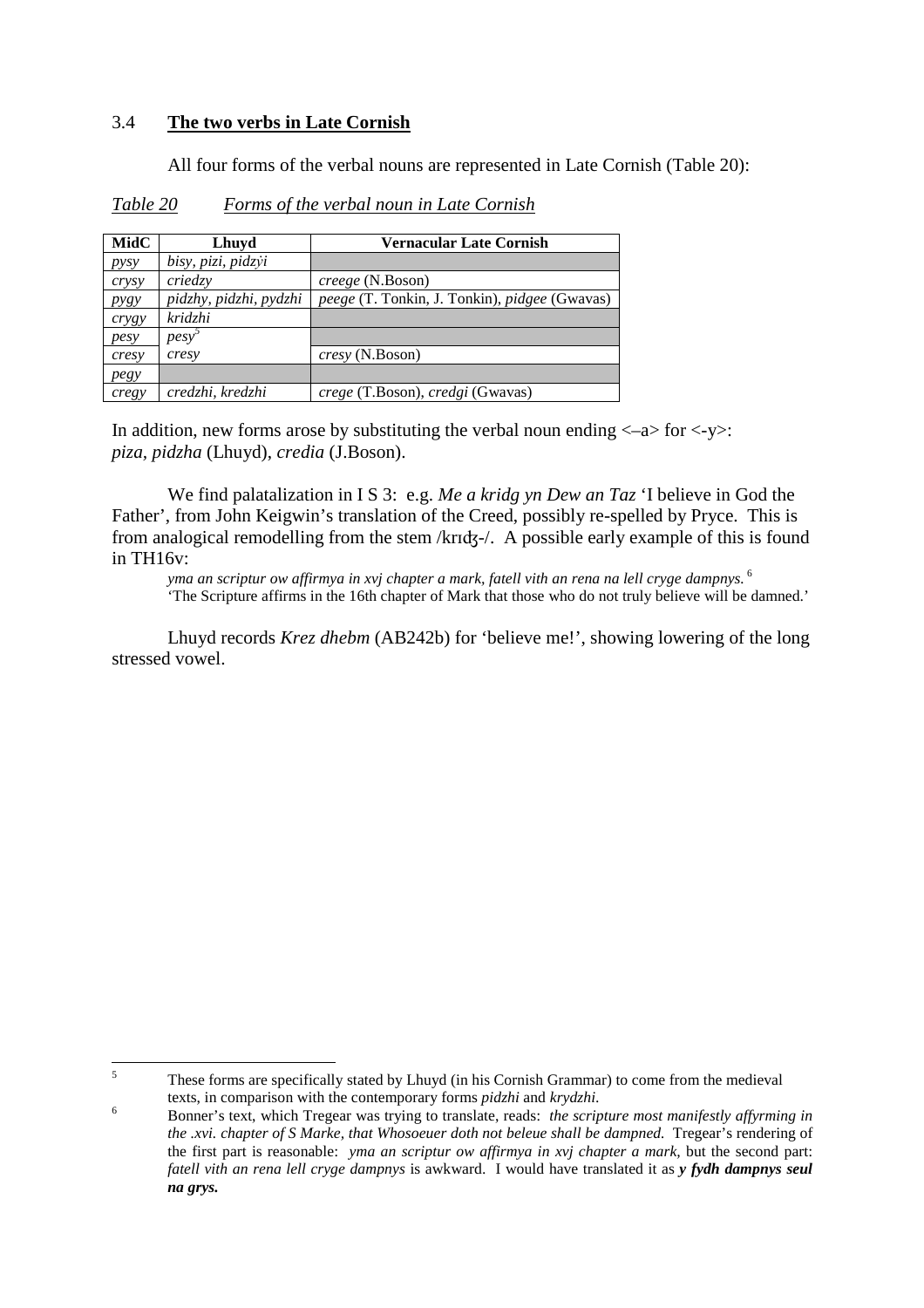### 3.4 **The two verbs in Late Cornish**

All four forms of the verbal nouns are represented in Late Cornish (Table 20):

*Table 20* *Forms of the verbal noun in Late Cornish*

| MidC | Lhuyd | Vernacular Late Cornish |
|---|---|---|
| *pysy* | *bisy, pizi, pidzÿi* | |
| *crysy* | *criedzy* | *creege* (N.Boson) |
| *pygy* | *pidzhy, pidzhi, pydzhi* | *peege* (T. Tonkin, J. Tonkin), *pidgee* (Gwavas) |
| *crygy* | *kridzhi* | |
| *pesy* | *pesy*[5] | |
| *cresy* | *cresy* | *cresy* (N.Boson) |
| *pegy* | | |
| *cregy* | *credzhi, kredzhi* | *crege* (T.Boson), *credgi* (Gwavas) |

In addition, new forms arose by substituting the verbal noun ending <–a> for <-y>: *piza*, *pidzha* (Lhuyd), *credia* (J.Boson).

We find palatalization in I S 3: e.g. *Me a kridg yn Dew an Taz* 'I believe in God the Father', from John Keigwin's translation of the Creed, possibly re-spelled by Pryce. This is from analogical remodelling from the stem /krɪʤ-/. A possible early example of this is found in TH16v:

> *yma an scriptur ow affirmya in xvj chapter a mark, fatell vith an rena na lell cryge dampnys.*[6]
> 'The Scripture affirms in the 16th chapter of Mark that those who do not truly believe will be damned.'

Lhuyd records *Krez dhebm* (AB242b) for 'believe me!', showing lowering of the long stressed vowel.

---

[5] These forms are specifically stated by Lhuyd (in his Cornish Grammar) to come from the medieval texts, in comparison with the contemporary forms *pidzhi* and *krydzhi*.

[6] Bonner's text, which Tregear was trying to translate, reads: *the scripture most manifestly affyrming in the .xvi. chapter of S Marke, that Whosoeuer doth not beleue shall be dampned.* Tregear's rendering of the first part is reasonable: *yma an scriptur ow affirmya in xvj chapter a mark,* but the second part: *fatell vith an rena lell cryge dampnys* is awkward. I would have translated it as ***y fydh dampnys seul na grys.***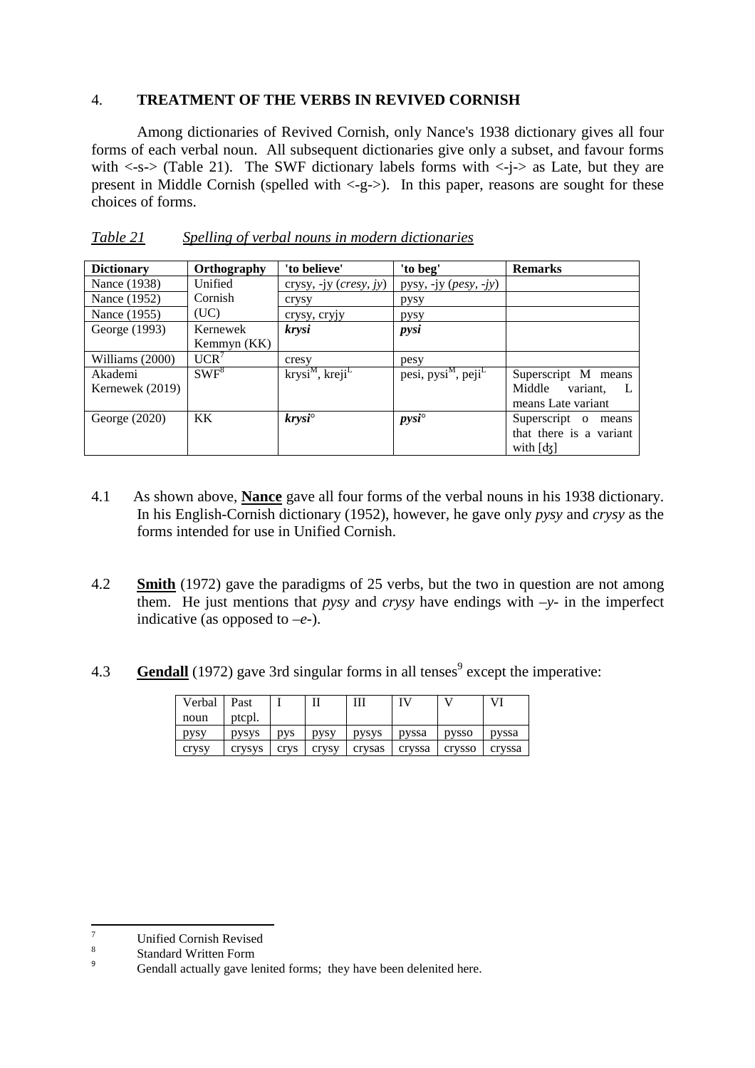## 4. TREATMENT OF THE VERBS IN REVIVED CORNISH

Among dictionaries of Revived Cornish, only Nance's 1938 dictionary gives all four forms of each verbal noun. All subsequent dictionaries give only a subset, and favour forms with <-s-> (Table 21). The SWF dictionary labels forms with <-j-> as Late, but they are present in Middle Cornish (spelled with <-g->). In this paper, reasons are sought for these choices of forms.

*Table 21 Spelling of verbal nouns in modern dictionaries*

| Dictionary | Orthography | 'to believe' | 'to beg' | Remarks |
|---|---|---|---|---|
| Nance (1938) | Unified Cornish (UC) | crysy, -jy (*cresy*, *jy*) | pysy, -jy (*pesy*, *-jy*) | |
| Nance (1952) | | crysy | pysy | |
| Nance (1955) | | crysy, cryjy | pysy | |
| George (1993) | Kernewek Kemmyn (KK) | ***krysi*** | ***pysi*** | |
| Williams (2000) | UCR[7] | cresy | pesy | |
| Akademi Kernewek (2019) | SWF[8] | krysi$^{M}$, kreji$^{L}$ | pesi, pysi$^{M}$, peji$^{L}$ | Superscript M means Middle variant, L means Late variant |
| George (2020) | KK | ***krysi***° | ***pysi***° | Superscript o means that there is a variant with [ʤ] |

4.1 As shown above, **Nance** gave all four forms of the verbal nouns in his 1938 dictionary. In his English-Cornish dictionary (1952), however, he gave only *pysy* and *crysy* as the forms intended for use in Unified Cornish.

4.2 **Smith** (1972) gave the paradigms of 25 verbs, but the two in question are not among them. He just mentions that *pysy* and *crysy* have endings with *–y-* in the imperfect indicative (as opposed to *–e-*).

4.3 **Gendall** (1972) gave 3rd singular forms in all tenses[9] except the imperative:

| Verbal noun | Past ptcpl. | I | II | III | IV | V | VI |
|---|---|---|---|---|---|---|---|
| pysy | pysys | pys | pysy | pysys | pyssa | pysso | pyssa |
| crysy | crysys | crys | crysy | crysas | cryssa | crysso | cryssa |

[7] Unified Cornish Revised

[8] Standard Written Form

[9] Gendall actually gave lenited forms; they have been delenited here.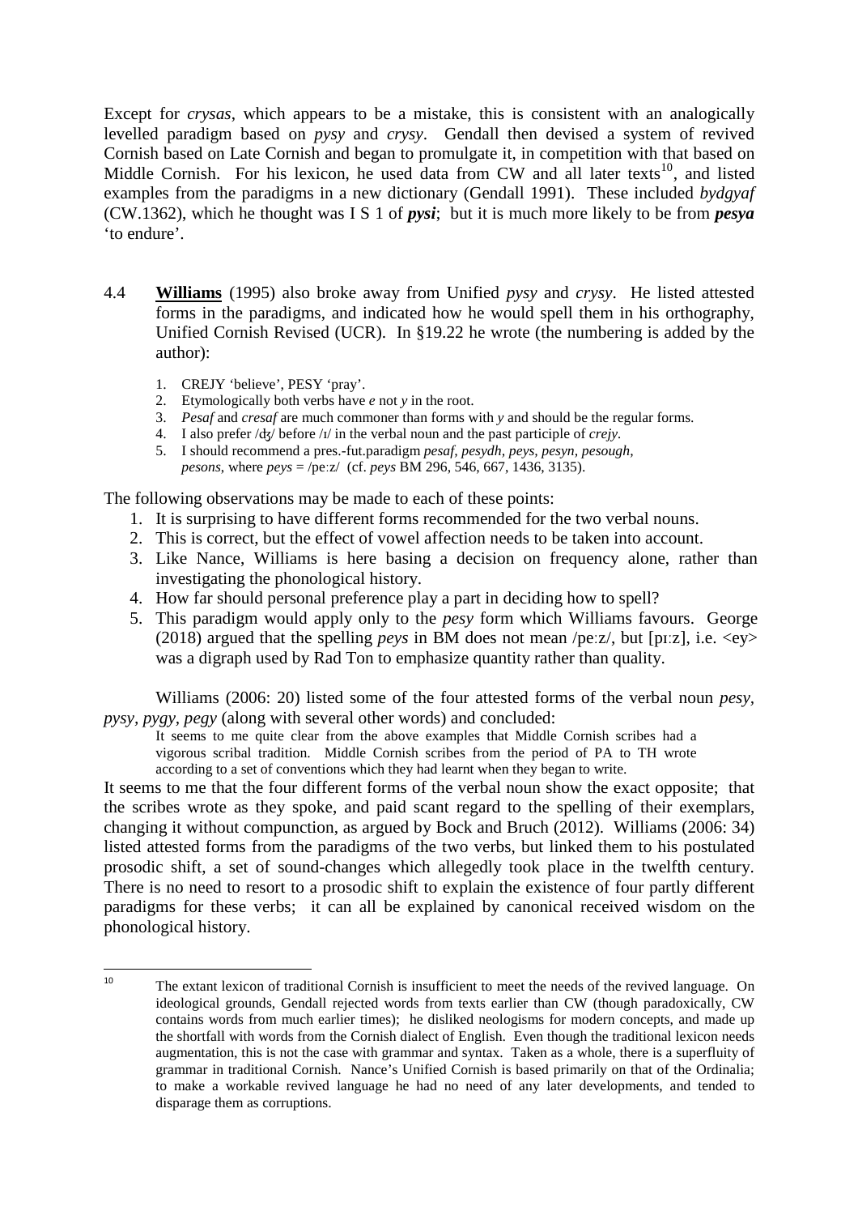Except for *crysas*, which appears to be a mistake, this is consistent with an analogically levelled paradigm based on *pysy* and *crysy*. Gendall then devised a system of revived Cornish based on Late Cornish and began to promulgate it, in competition with that based on Middle Cornish. For his lexicon, he used data from CW and all later texts[10], and listed examples from the paradigms in a new dictionary (Gendall 1991). These included *bydgyaf* (CW.1362), which he thought was I S 1 of ***pysi***; but it is much more likely to be from ***pesya*** 'to endure'.

4.4 **Williams** (1995) also broke away from Unified *pysy* and *crysy*. He listed attested forms in the paradigms, and indicated how he would spell them in his orthography, Unified Cornish Revised (UCR). In §19.22 he wrote (the numbering is added by the author):

1. CREJY 'believe', PESY 'pray'.
2. Etymologically both verbs have *e* not *y* in the root.
3. *Pesaf* and *cresaf* are much commoner than forms with *y* and should be the regular forms.
4. I also prefer /ʤ/ before /ɪ/ in the verbal noun and the past participle of *crejy*.
5. I should recommend a pres.-fut.paradigm *pesaf*, *pesydh*, *peys*, *pesyn*, *pesough*, *pesons*, where *peys* = /peːz/ (cf. *peys* BM 296, 546, 667, 1436, 3135).

The following observations may be made to each of these points:

1. It is surprising to have different forms recommended for the two verbal nouns.
2. This is correct, but the effect of vowel affection needs to be taken into account.
3. Like Nance, Williams is here basing a decision on frequency alone, rather than investigating the phonological history.
4. How far should personal preference play a part in deciding how to spell?
5. This paradigm would apply only to the *pesy* form which Williams favours. George (2018) argued that the spelling *peys* in BM does not mean /peːz/, but [pɪːz], i.e. <ey> was a digraph used by Rad Ton to emphasize quantity rather than quality.

Williams (2006: 20) listed some of the four attested forms of the verbal noun *pesy*, *pysy*, *pygy*, *pegy* (along with several other words) and concluded:

> It seems to me quite clear from the above examples that Middle Cornish scribes had a vigorous scribal tradition. Middle Cornish scribes from the period of PA to TH wrote according to a set of conventions which they had learnt when they began to write.

It seems to me that the four different forms of the verbal noun show the exact opposite; that the scribes wrote as they spoke, and paid scant regard to the spelling of their exemplars, changing it without compunction, as argued by Bock and Bruch (2012). Williams (2006: 34) listed attested forms from the paradigms of the two verbs, but linked them to his postulated prosodic shift, a set of sound-changes which allegedly took place in the twelfth century. There is no need to resort to a prosodic shift to explain the existence of four partly different paradigms for these verbs; it can all be explained by canonical received wisdom on the phonological history.

[10] The extant lexicon of traditional Cornish is insufficient to meet the needs of the revived language. On ideological grounds, Gendall rejected words from texts earlier than CW (though paradoxically, CW contains words from much earlier times); he disliked neologisms for modern concepts, and made up the shortfall with words from the Cornish dialect of English. Even though the traditional lexicon needs augmentation, this is not the case with grammar and syntax. Taken as a whole, there is a superfluity of grammar in traditional Cornish. Nance's Unified Cornish is based primarily on that of the Ordinalia; to make a workable revived language he had no need of any later developments, and tended to disparage them as corruptions.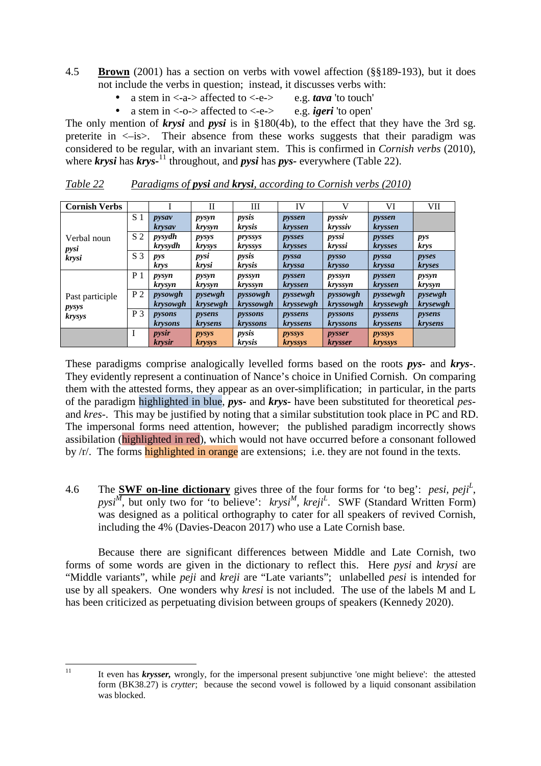4.5 **Brown** (2001) has a section on verbs with vowel affection (§§189-193), but it does not include the verbs in question; instead, it discusses verbs with:

- a stem in <-a-> affected to <-e-> e.g. ***tava*** 'to touch'
- a stem in <-o-> affected to <-e-> e.g. ***igeri*** 'to open'

The only mention of ***krysi*** and ***pysi*** is in §180(4b), to the effect that they have the 3rd sg. preterite in <–is>. Their absence from these works suggests that their paradigm was considered to be regular, with an invariant stem. This is confirmed in *Cornish verbs* (2010), where ***krysi*** has ***krys-***[11] throughout, and ***pysi*** has ***pys-*** everywhere (Table 22).

*Table 22 Paradigms of **pysi** and **krysi**, according to Cornish verbs (2010)*

| Cornish Verbs | | I | II | III | IV | V | VI | VII |
|---|---|---|---|---|---|---|---|---|
| Verbal noun *pysi* *krysi* | S 1 | *pysav* *krysav* | *pysyn* *krysyn* | *pysis* *krysis* | *pyssen* *kryssen* | *pyssiv* *kryssiv* | *pyssen* *kryssen* | |
| | S 2 | *pysydh* *krysydh* | *pysys* *krysys* | *pryssys* *kryssys* | *pysses* *krysses* | *pyssi* *kryssi* | *pysses* *krysses* | *pys* *krys* |
| | S 3 | *pys* *krys* | *pysi* *krysi* | *pysis* *krysis* | *pyssa* *kryssa* | *pysso* *krysso* | *pyssa* *kryssa* | *pyses* *kryses* |
| Past participle *pysys* *krysys* | P 1 | *pysyn* *krysyn* | *pysyn* *krysyn* | *pyssyn* *kryssyn* | *pyssen* *kryssen* | *pyssyn* *kryssyn* | *pyssen* *kryssen* | *pysyn* *krysyn* |
| | P 2 | *pysowgh* *krysowgh* | *pysewgh* *krysewgh* | *pyssowgh* *kryssowgh* | *pyssewgh* *kryssewgh* | *pyssowgh* *kryssowgh* | *pyssewgh* *kryssewgh* | *pysewgh* *krysewgh* |
| | P 3 | *pysons* *krysons* | *pysens* *krysens* | *pyssons* *kryssons* | *pyssens* *kryssens* | *pyssons* *kryssons* | *pyssens* *kryssens* | *pysens* *krysens* |
| | I | *pysir* *krysir* | *pysys* *krysys* | *pysis* *krysis* | *pyssys* *kryssys* | *pysser* *krysser* | *pyssys* *kryssys* | |

These paradigms comprise analogically levelled forms based on the roots ***pys-*** and ***krys-***. They evidently represent a continuation of Nance's choice in Unified Cornish. On comparing them with the attested forms, they appear as over-simplification; in particular, in the parts of the paradigm highlighted in blue, ***pys-*** and ***krys-*** have been substituted for theoretical *pes-* and *kres-*. This may be justified by noting that a similar substitution took place in PC and RD. The impersonal forms need attention, however; the published paradigm incorrectly shows assibilation (highlighted in red), which would not have occurred before a consonant followed by /r/. The forms highlighted in orange are extensions; i.e. they are not found in the texts.

4.6 The **SWF on-line dictionary** gives three of the four forms for 'to beg': *pesi*, *peji*[L], *pysi*[M], but only two for 'to believe': *krysi*[M], *kreji*[L]. SWF (Standard Written Form) was designed as a political orthography to cater for all speakers of revived Cornish, including the 4% (Davies-Deacon 2017) who use a Late Cornish base.

Because there are significant differences between Middle and Late Cornish, two forms of some words are given in the dictionary to reflect this. Here *pysi* and *krysi* are "Middle variants", while *peji* and *kreji* are "Late variants"; unlabelled *pesi* is intended for use by all speakers. One wonders why *kresi* is not included. The use of the labels M and L has been criticized as perpetuating division between groups of speakers (Kennedy 2020).

---

[11] It even has ***krysser,*** wrongly, for the impersonal present subjunctive 'one might believe': the attested form (BK38.27) is *crytter*; because the second vowel is followed by a liquid consonant assibilation was blocked.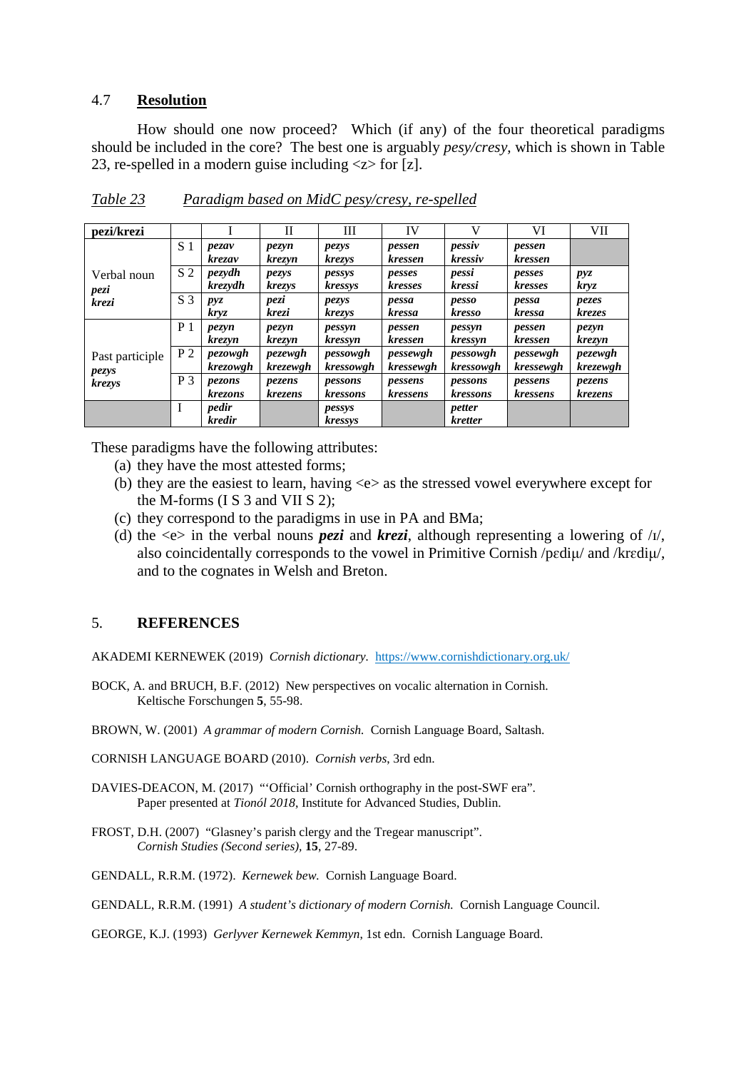## 4.7 Resolution

How should one now proceed? Which (if any) of the four theoretical paradigms should be included in the core? The best one is arguably *pesy/cresy*, which is shown in Table 23, re-spelled in a modern guise including <z> for [z].

*Table 23 Paradigm based on MidC pesy/cresy, re-spelled*

| **pezi/krezi** | | I | II | III | IV | V | VI | VII |
|---|---|---|---|---|---|---|---|---|
| Verbal noun *pezi* *krezi* | S 1 | ***pezav krezav*** | ***pezyn krezyn*** | ***pezys krezys*** | ***pessen kressen*** | ***pessiv kressiv*** | ***pessen kressen*** | |
| | S 2 | ***pezydh krezydh*** | ***pezys krezys*** | ***pessys kressys*** | ***pesses kresses*** | ***pessi kressi*** | ***pesses kresses*** | ***pyz kryz*** |
| | S 3 | ***pyz kryz*** | ***pezi krezi*** | ***pezys krezys*** | ***pessa kressa*** | ***pesso kresso*** | ***pessa kressa*** | ***pezes krezes*** |
| Past participle *pezys* *krezys* | P 1 | ***pezyn krezyn*** | ***pezyn krezyn*** | ***pessyn kressyn*** | ***pessen kressen*** | ***pessyn kressyn*** | ***pessen kressen*** | ***pezyn krezyn*** |
| | P 2 | ***pezowgh krezowgh*** | ***pezewgh krezewgh*** | ***pessowgh kressowgh*** | ***pessewgh kressewgh*** | ***pessowgh kressowgh*** | ***pessewgh kressewgh*** | ***pezewgh krezewgh*** |
| | P 3 | ***pezons krezons*** | ***pezens krezens*** | ***pessons kressons*** | ***pessens kressens*** | ***pessons kressons*** | ***pessens kressens*** | ***pezens krezens*** |
| | I | ***pedir kredir*** | | ***pessys kressys*** | | ***petter kretter*** | | |

These paradigms have the following attributes:

(a) they have the most attested forms;
(b) they are the easiest to learn, having <e> as the stressed vowel everywhere except for the M-forms (I S 3 and VII S 2);
(c) they correspond to the paradigms in use in PA and BMa;
(d) the <e> in the verbal nouns ***pezi*** and ***krezi***, although representing a lowering of /ɪ/, also coincidentally corresponds to the vowel in Primitive Cornish /pɛdiµ/ and /krɛdiµ/, and to the cognates in Welsh and Breton.

## 5. REFERENCES

AKADEMI KERNEWEK (2019) *Cornish dictionary.* https://www.cornishdictionary.org.uk/

BOCK, A. and BRUCH, B.F. (2012) New perspectives on vocalic alternation in Cornish. Keltische Forschungen **5**, 55-98.

BROWN, W. (2001) *A grammar of modern Cornish.* Cornish Language Board, Saltash.

CORNISH LANGUAGE BOARD (2010). *Cornish verbs*, 3rd edn.

DAVIES-DEACON, M. (2017) "'Official' Cornish orthography in the post-SWF era". Paper presented at *Tionól 2018*, Institute for Advanced Studies, Dublin.

FROST, D.H. (2007) "Glasney's parish clergy and the Tregear manuscript". *Cornish Studies (Second series)*, **15**, 27-89.

GENDALL, R.R.M. (1972). *Kernewek bew.* Cornish Language Board.

GENDALL, R.R.M. (1991) *A student's dictionary of modern Cornish.* Cornish Language Council.

GEORGE, K.J. (1993) *Gerlyver Kernewek Kemmyn*, 1st edn. Cornish Language Board.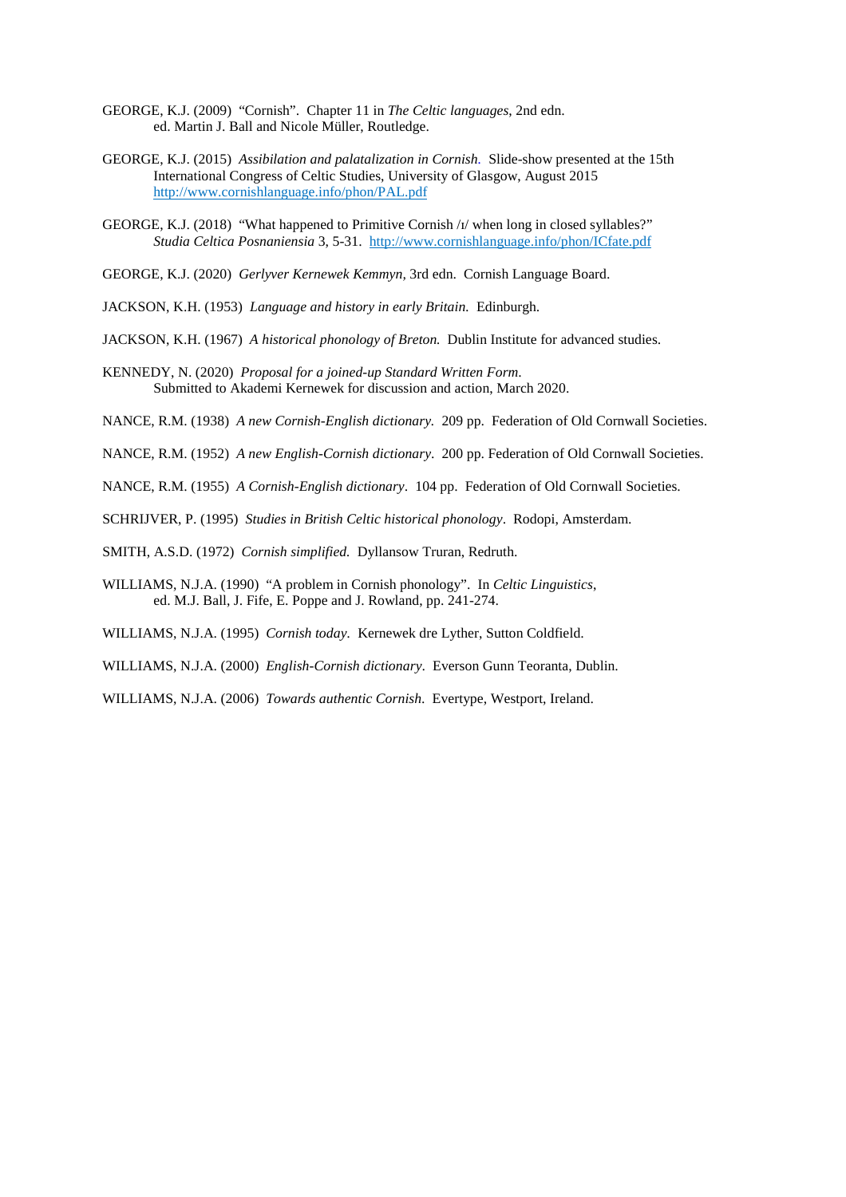GEORGE, K.J. (2009) "Cornish". Chapter 11 in *The Celtic languages*, 2nd edn. ed. Martin J. Ball and Nicole Müller, Routledge.

GEORGE, K.J. (2015) *Assibilation and palatalization in Cornish.* Slide-show presented at the 15th International Congress of Celtic Studies, University of Glasgow, August 2015 http://www.cornishlanguage.info/phon/PAL.pdf

GEORGE, K.J. (2018) "What happened to Primitive Cornish /ɪ/ when long in closed syllables?" *Studia Celtica Posnaniensia* 3, 5-31. http://www.cornishlanguage.info/phon/ICfate.pdf

GEORGE, K.J. (2020) *Gerlyver Kernewek Kemmyn*, 3rd edn. Cornish Language Board.

JACKSON, K.H. (1953) *Language and history in early Britain.* Edinburgh.

JACKSON, K.H. (1967) *A historical phonology of Breton.* Dublin Institute for advanced studies.

KENNEDY, N. (2020) *Proposal for a joined-up Standard Written Form.* Submitted to Akademi Kernewek for discussion and action, March 2020.

NANCE, R.M. (1938) *A new Cornish-English dictionary.* 209 pp. Federation of Old Cornwall Societies.

NANCE, R.M. (1952) *A new English-Cornish dictionary*. 200 pp. Federation of Old Cornwall Societies.

NANCE, R.M. (1955) *A Cornish-English dictionary*. 104 pp. Federation of Old Cornwall Societies.

SCHRIJVER, P. (1995) *Studies in British Celtic historical phonology*. Rodopi, Amsterdam.

SMITH, A.S.D. (1972) *Cornish simplified.* Dyllansow Truran, Redruth.

WILLIAMS, N.J.A. (1990) "A problem in Cornish phonology". In *Celtic Linguistics*, ed. M.J. Ball, J. Fife, E. Poppe and J. Rowland, pp. 241-274.

WILLIAMS, N.J.A. (1995) *Cornish today*. Kernewek dre Lyther, Sutton Coldfield.

WILLIAMS, N.J.A. (2000) *English-Cornish dictionary*. Everson Gunn Teoranta, Dublin.

WILLIAMS, N.J.A. (2006) *Towards authentic Cornish*. Evertype, Westport, Ireland.